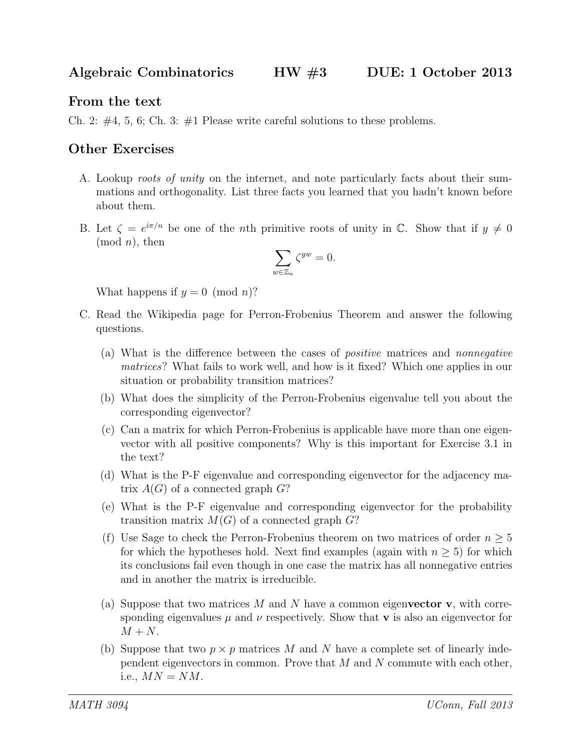# Algebraic Combinatorics HW #3 DUE: 1 October 2013

## From the text

Ch. 2: #4, 5, 6; Ch. 3: #1 Please write careful solutions to these problems.

## Other Exercises

A. Lookup *roots of unity* on the internet, and note particularly facts about their summations and orthogonality. List three facts you learned that you hadn't known before about them.

B. Let $\zeta = e^{i\pi/n}$ be one of the $n$th primitive roots of unity in $\mathbb{C}$. Show that if $y \neq 0 \pmod{n}$, then

$$\sum_{w \in \mathbb{Z}_n} \zeta^{yw} = 0.$$

What happens if $y = 0 \pmod{n}$?

C. Read the Wikipedia page for Perron-Frobenius Theorem and answer the following questions.

   (a) What is the difference between the cases of *positive* matrices and *nonnegative matrices*? What fails to work well, and how is it fixed? Which one applies in our situation or probability transition matrices?

   (b) What does the simplicity of the Perron-Frobenius eigenvalue tell you about the corresponding eigenvector?

   (c) Can a matrix for which Perron-Frobenius is applicable have more than one eigenvector with all positive components? Why is this important for Exercise 3.1 in the text?

   (d) What is the P-F eigenvalue and corresponding eigenvector for the adjacency matrix $A(G)$ of a connected graph $G$?

   (e) What is the P-F eigenvalue and corresponding eigenvector for the probability transition matrix $M(G)$ of a connected graph $G$?

   (f) Use Sage to check the Perron-Frobenius theorem on two matrices of order $n \geq 5$ for which the hypotheses hold. Next find examples (again with $n \geq 5$) for which its conclusions fail even though in one case the matrix has all nonnegative entries and in another the matrix is irreducible.

   (a) Suppose that two matrices $M$ and $N$ have a common eigen**vector** $\mathbf{v}$, with corresponding eigenvalues $\mu$ and $\nu$ respectively. Show that $\mathbf{v}$ is also an eigenvector for $M + N$.

   (b) Suppose that two $p \times p$ matrices $M$ and $N$ have a complete set of linearly independent eigenvectors in common. Prove that $M$ and $N$ commute with each other, i.e., $MN = NM$.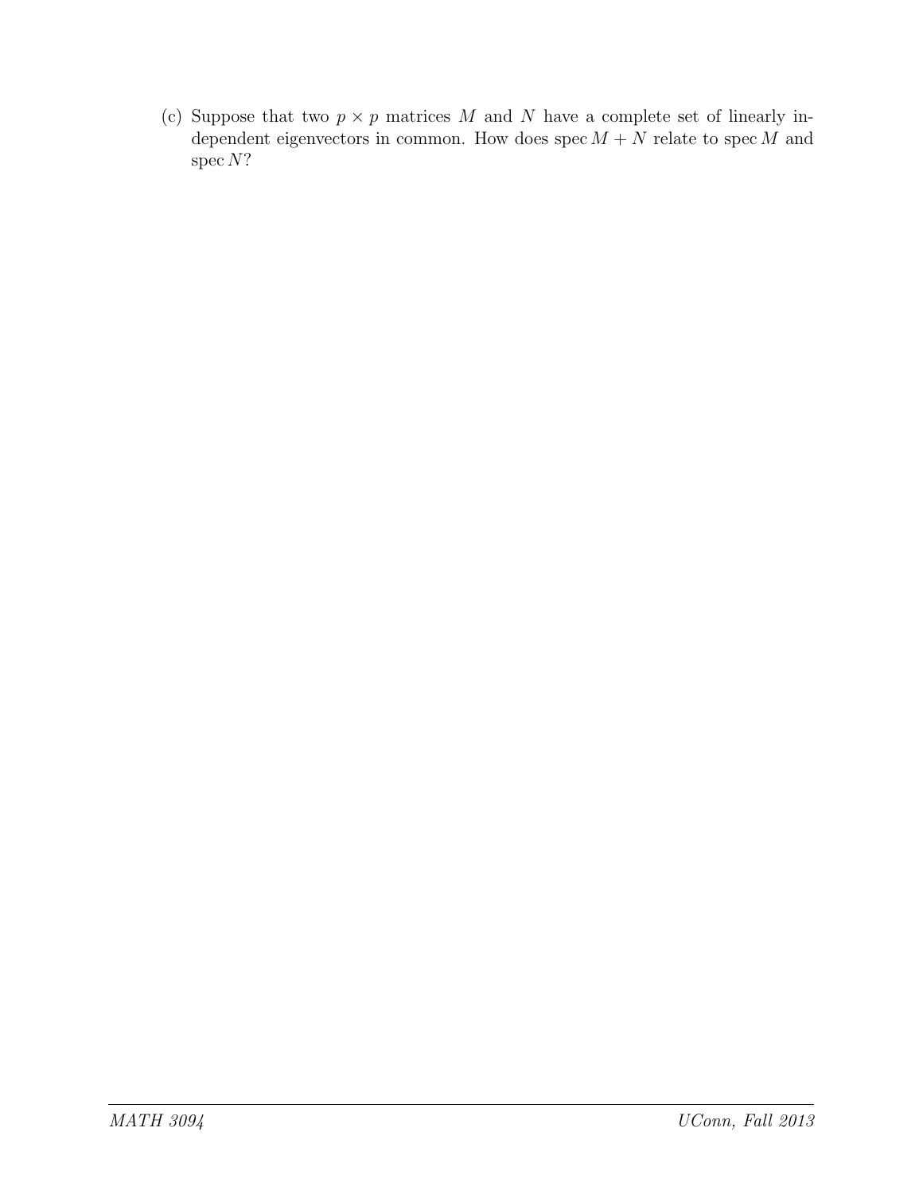(c) Suppose that two $p \times p$ matrices $M$ and $N$ have a complete set of linearly independent eigenvectors in common. How does $\operatorname{spec} M + N$ relate to $\operatorname{spec} M$ and $\operatorname{spec} N$?